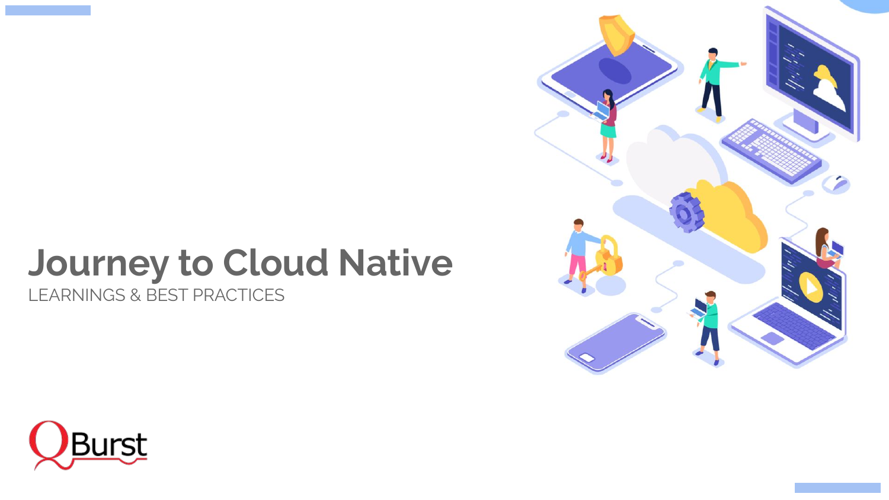# Journey to Cloud Native

LEARNINGS & BEST PRACTICES

QBurst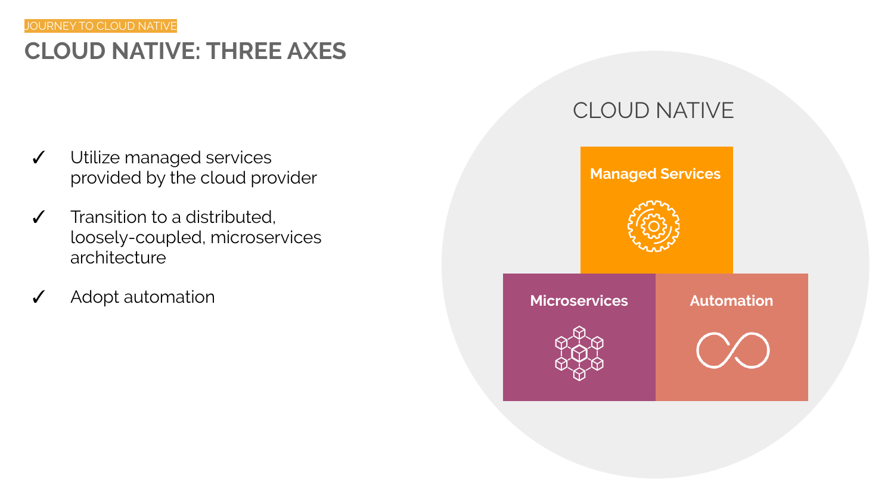JOURNEY TO CLOUD NATIVE

# CLOUD NATIVE: THREE AXES

- ✓ Utilize managed services provided by the cloud provider
- ✓ Transition to a distributed, loosely-coupled, microservices architecture
- ✓ Adopt automation

CLOUD NATIVE

**Managed Services**

**Microservices**

**Automation**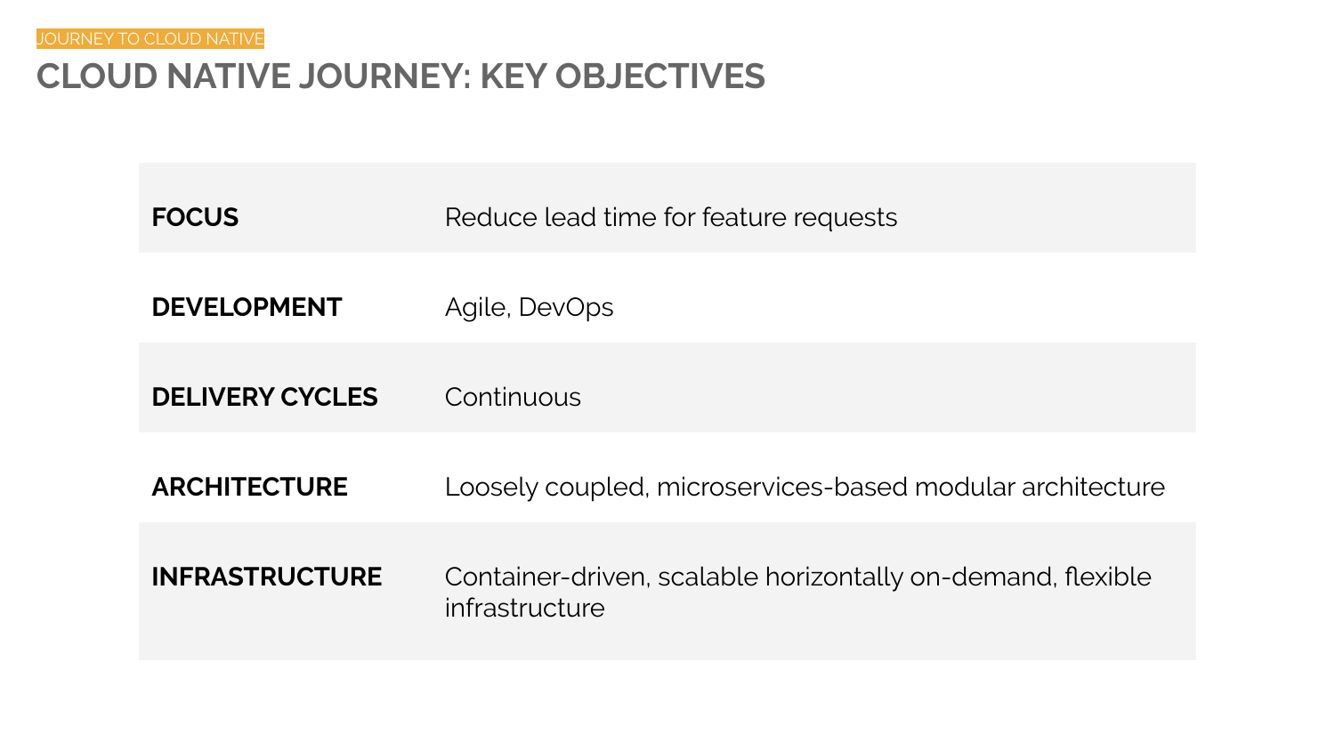JOURNEY TO CLOUD NATIVE

# CLOUD NATIVE JOURNEY: KEY OBJECTIVES

| | |
|---|---|
| **FOCUS** | Reduce lead time for feature requests |
| **DEVELOPMENT** | Agile, DevOps |
| **DELIVERY CYCLES** | Continuous |
| **ARCHITECTURE** | Loosely coupled, microservices-based modular architecture |
| **INFRASTRUCTURE** | Container-driven, scalable horizontally on-demand, flexible infrastructure |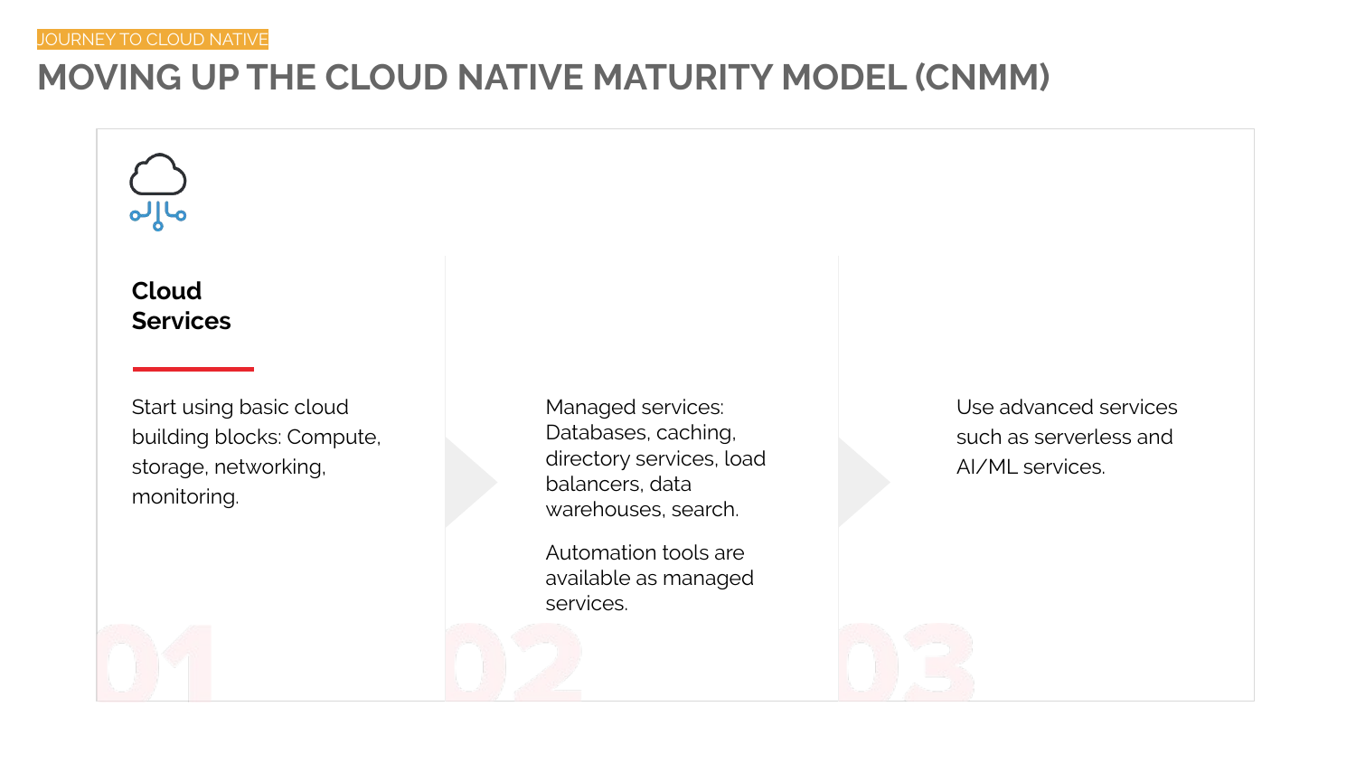JOURNEY TO CLOUD NATIVE

# MOVING UP THE CLOUD NATIVE MATURITY MODEL (CNMM)

### Cloud Services

**01**

Start using basic cloud building blocks: Compute, storage, networking, monitoring.

**02**

Managed services: Databases, caching, directory services, load balancers, data warehouses, search.

Automation tools are available as managed services.

**03**

Use advanced services such as serverless and AI/ML services.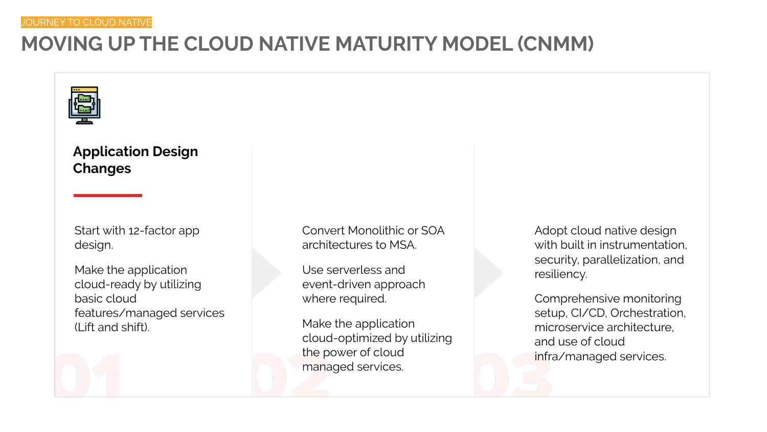JOURNEY TO CLOUD NATIVE

# MOVING UP THE CLOUD NATIVE MATURITY MODEL (CNMM)

## Application Design Changes

**01**

Start with 12-factor app design.

Make the application cloud-ready by utilizing basic cloud features/managed services (Lift and shift).

**02**

Convert Monolithic or SOA architectures to MSA.

Use serverless and event-driven approach where required.

Make the application cloud-optimized by utilizing the power of cloud managed services.

**03**

Adopt cloud native design with built in instrumentation, security, parallelization, and resiliency.

Comprehensive monitoring setup, CI/CD, Orchestration, microservice architecture, and use of cloud infra/managed services.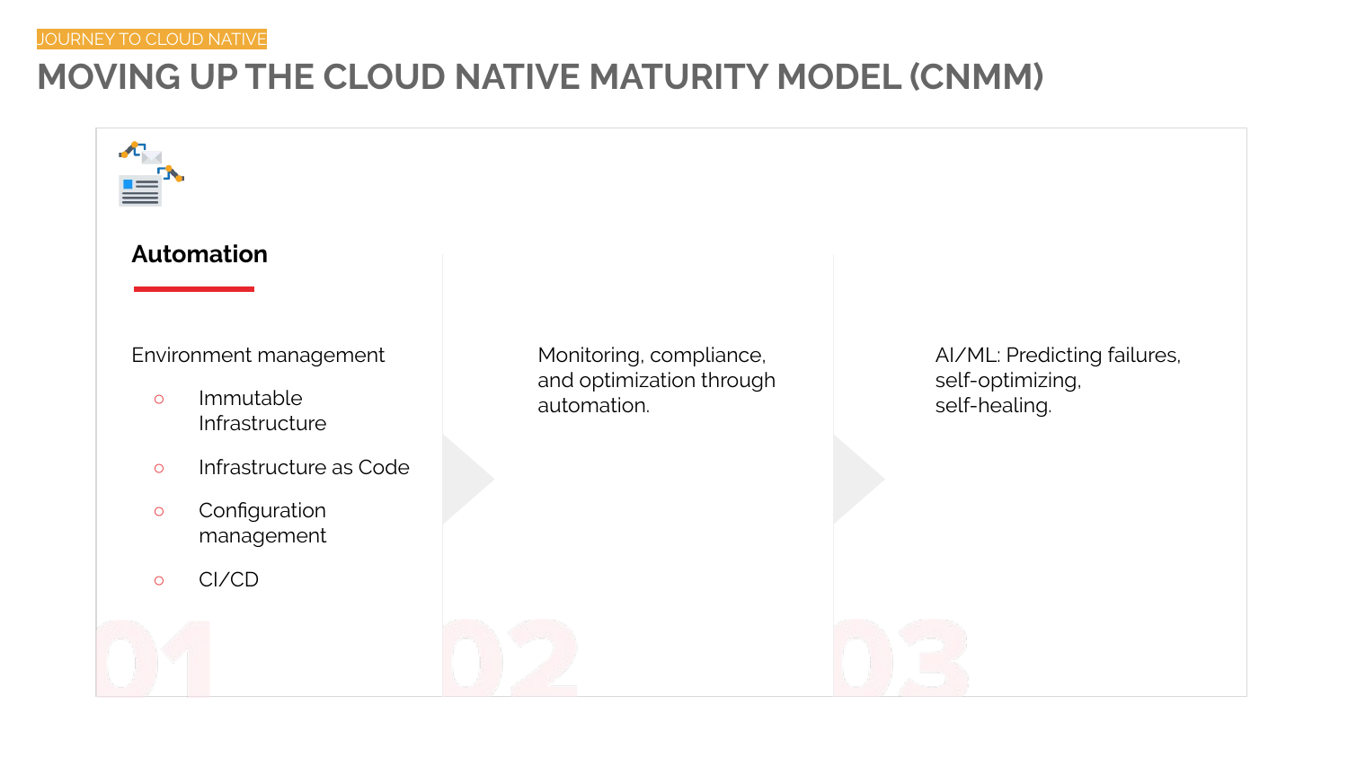JOURNEY TO CLOUD NATIVE

# MOVING UP THE CLOUD NATIVE MATURITY MODEL (CNMM)

## Automation

**01**

Environment management

- Immutable Infrastructure
- Infrastructure as Code
- Configuration management
- CI/CD

**02**

Monitoring, compliance, and optimization through automation.

**03**

AI/ML: Predicting failures, self-optimizing, self-healing.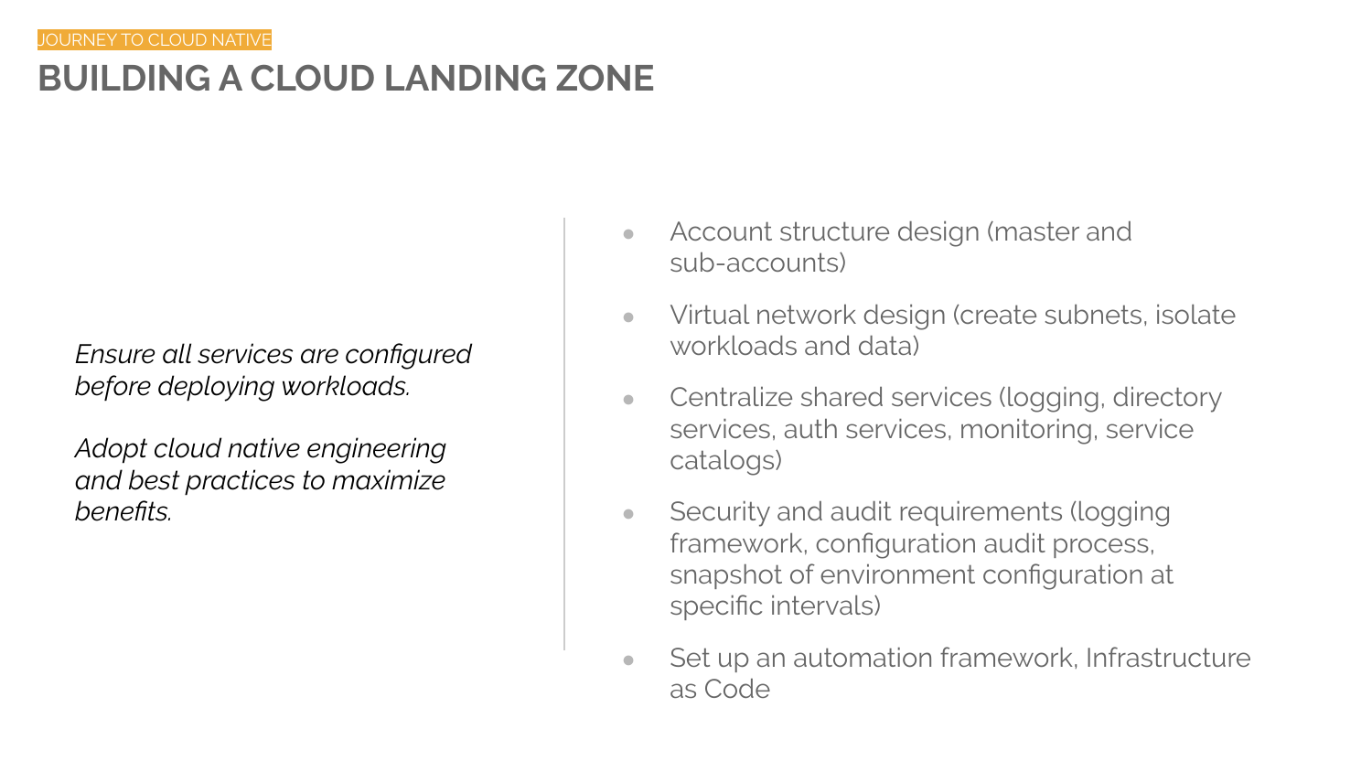JOURNEY TO CLOUD NATIVE

# BUILDING A CLOUD LANDING ZONE

*Ensure all services are configured before deploying workloads.*

*Adopt cloud native engineering and best practices to maximize benefits.*

- Account structure design (master and sub-accounts)
- Virtual network design (create subnets, isolate workloads and data)
- Centralize shared services (logging, directory services, auth services, monitoring, service catalogs)
- Security and audit requirements (logging framework, configuration audit process, snapshot of environment configuration at specific intervals)
- Set up an automation framework, Infrastructure as Code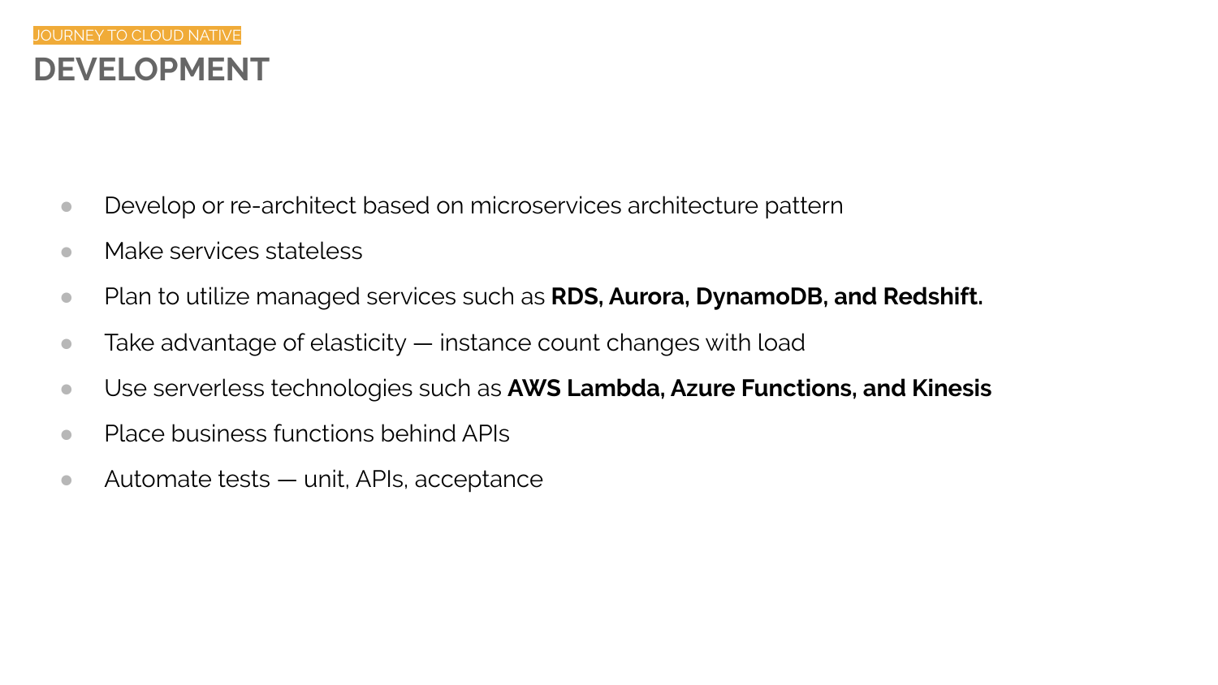JOURNEY TO CLOUD NATIVE

# DEVELOPMENT

- Develop or re-architect based on microservices architecture pattern
- Make services stateless
- Plan to utilize managed services such as **RDS, Aurora, DynamoDB, and Redshift.**
- Take advantage of elasticity — instance count changes with load
- Use serverless technologies such as **AWS Lambda, Azure Functions, and Kinesis**
- Place business functions behind APIs
- Automate tests — unit, APIs, acceptance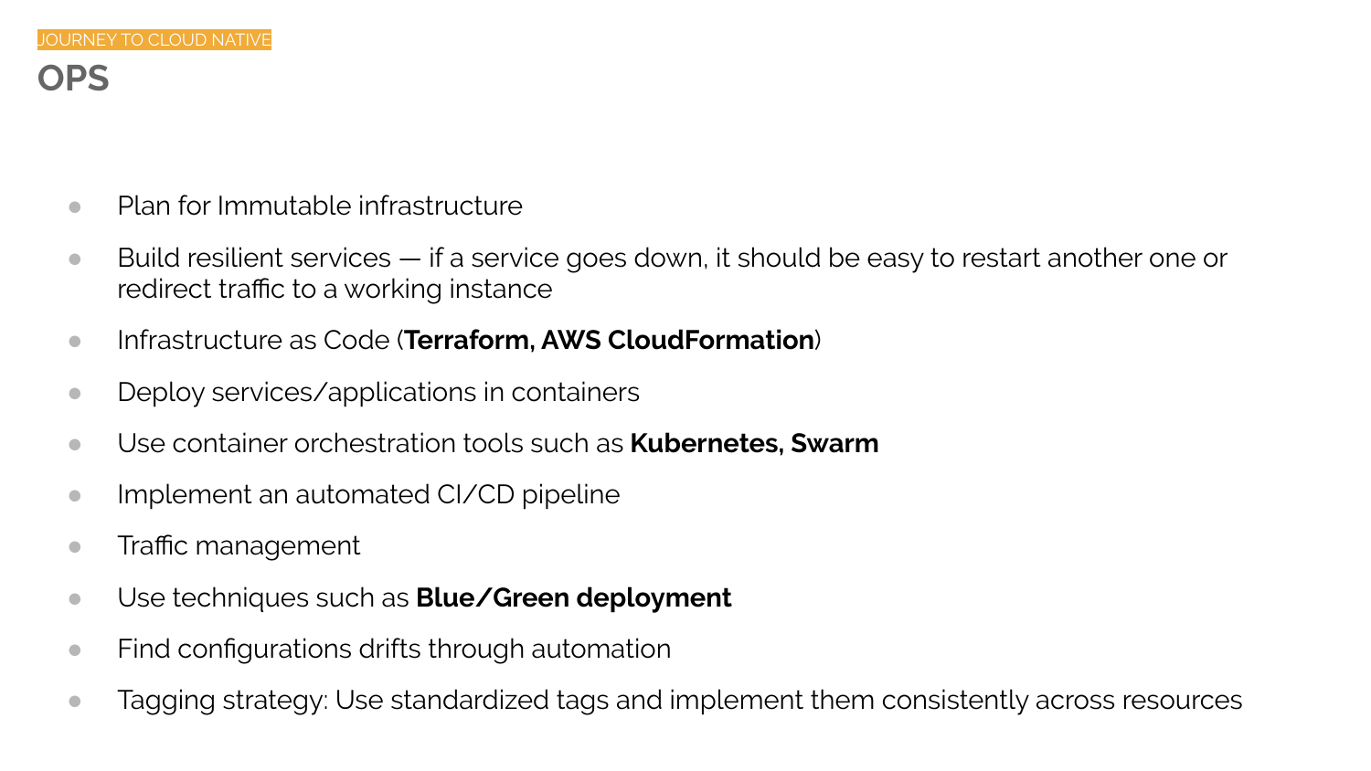JOURNEY TO CLOUD NATIVE

# OPS

- Plan for Immutable infrastructure
- Build resilient services — if a service goes down, it should be easy to restart another one or redirect traffic to a working instance
- Infrastructure as Code (**Terraform, AWS CloudFormation**)
- Deploy services/applications in containers
- Use container orchestration tools such as **Kubernetes, Swarm**
- Implement an automated CI/CD pipeline
- Traffic management
- Use techniques such as **Blue/Green deployment**
- Find configurations drifts through automation
- Tagging strategy: Use standardized tags and implement them consistently across resources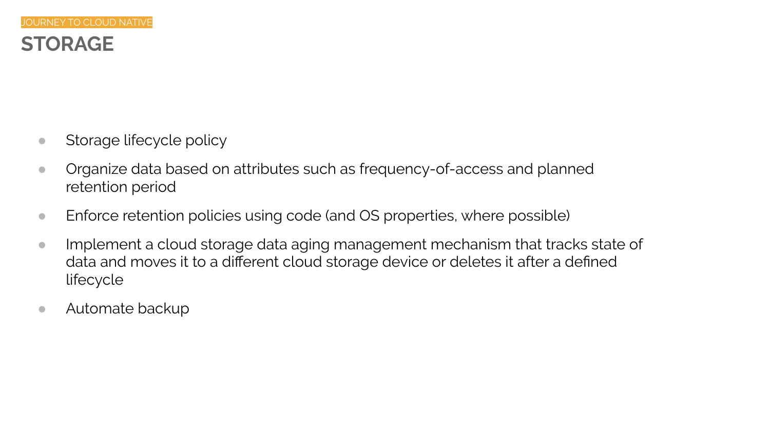JOURNEY TO CLOUD NATIVE

# STORAGE

- Storage lifecycle policy
- Organize data based on attributes such as frequency-of-access and planned retention period
- Enforce retention policies using code (and OS properties, where possible)
- Implement a cloud storage data aging management mechanism that tracks state of data and moves it to a different cloud storage device or deletes it after a defined lifecycle
- Automate backup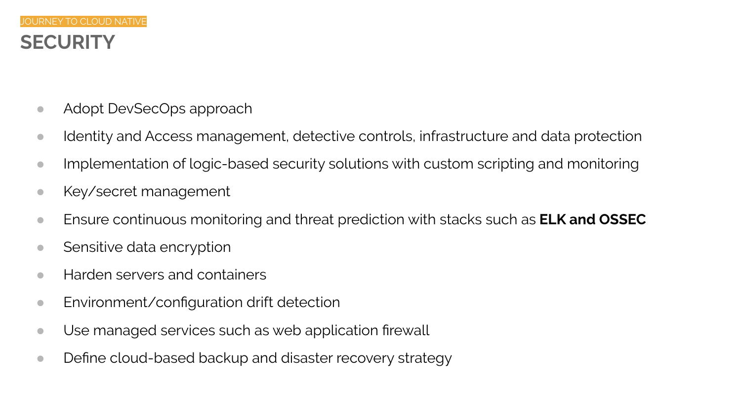JOURNEY TO CLOUD NATIVE

# SECURITY

- Adopt DevSecOps approach
- Identity and Access management, detective controls, infrastructure and data protection
- Implementation of logic-based security solutions with custom scripting and monitoring
- Key/secret management
- Ensure continuous monitoring and threat prediction with stacks such as **ELK and OSSEC**
- Sensitive data encryption
- Harden servers and containers
- Environment/configuration drift detection
- Use managed services such as web application firewall
- Define cloud-based backup and disaster recovery strategy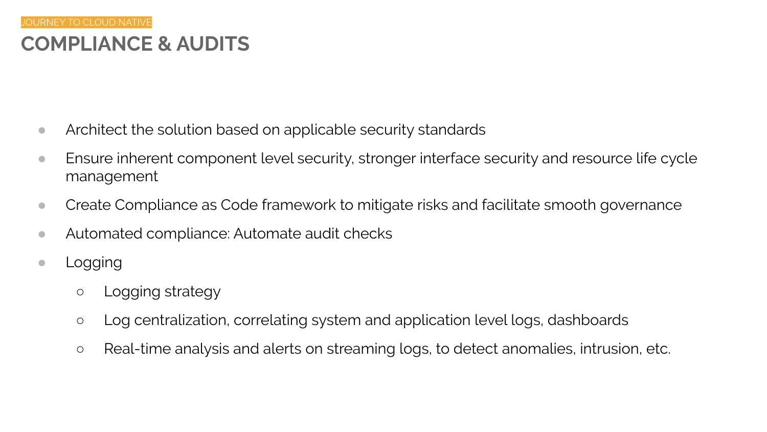JOURNEY TO CLOUD NATIVE

# COMPLIANCE & AUDITS

- Architect the solution based on applicable security standards
- Ensure inherent component level security, stronger interface security and resource life cycle management
- Create Compliance as Code framework to mitigate risks and facilitate smooth governance
- Automated compliance: Automate audit checks
- Logging
  - Logging strategy
  - Log centralization, correlating system and application level logs, dashboards
  - Real-time analysis and alerts on streaming logs, to detect anomalies, intrusion, etc.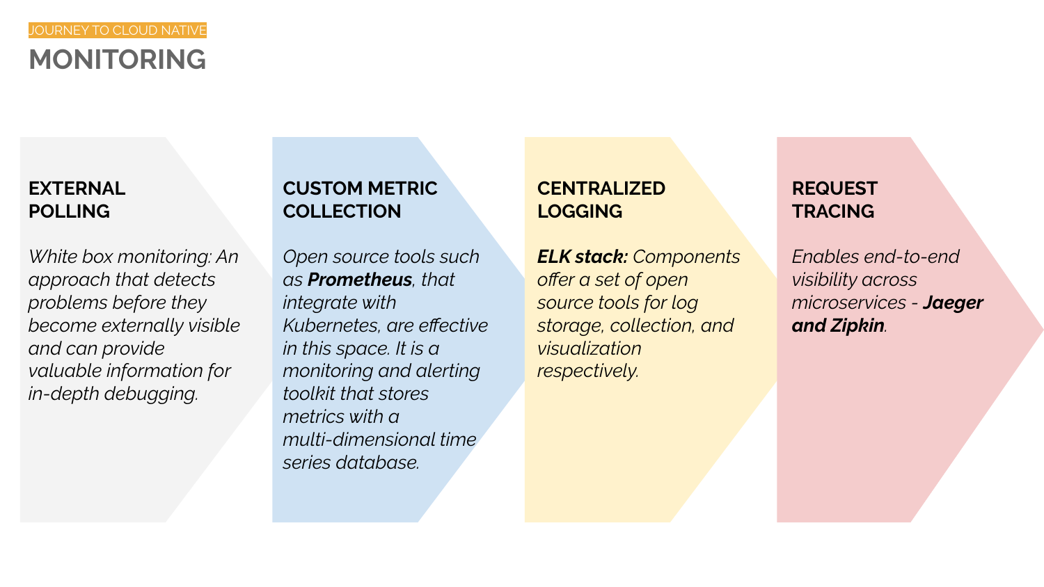JOURNEY TO CLOUD NATIVE

# MONITORING

### EXTERNAL POLLING

*White box monitoring: An approach that detects problems before they become externally visible and can provide valuable information for in-depth debugging.*

### CUSTOM METRIC COLLECTION

*Open source tools such as **Prometheus**, that integrate with Kubernetes, are effective in this space. It is a monitoring and alerting toolkit that stores metrics with a multi-dimensional time series database.*

### CENTRALIZED LOGGING

***ELK stack:** Components offer a set of open source tools for log storage, collection, and visualization respectively.*

### REQUEST TRACING

*Enables end-to-end visibility across microservices - **Jaeger and Zipkin**.*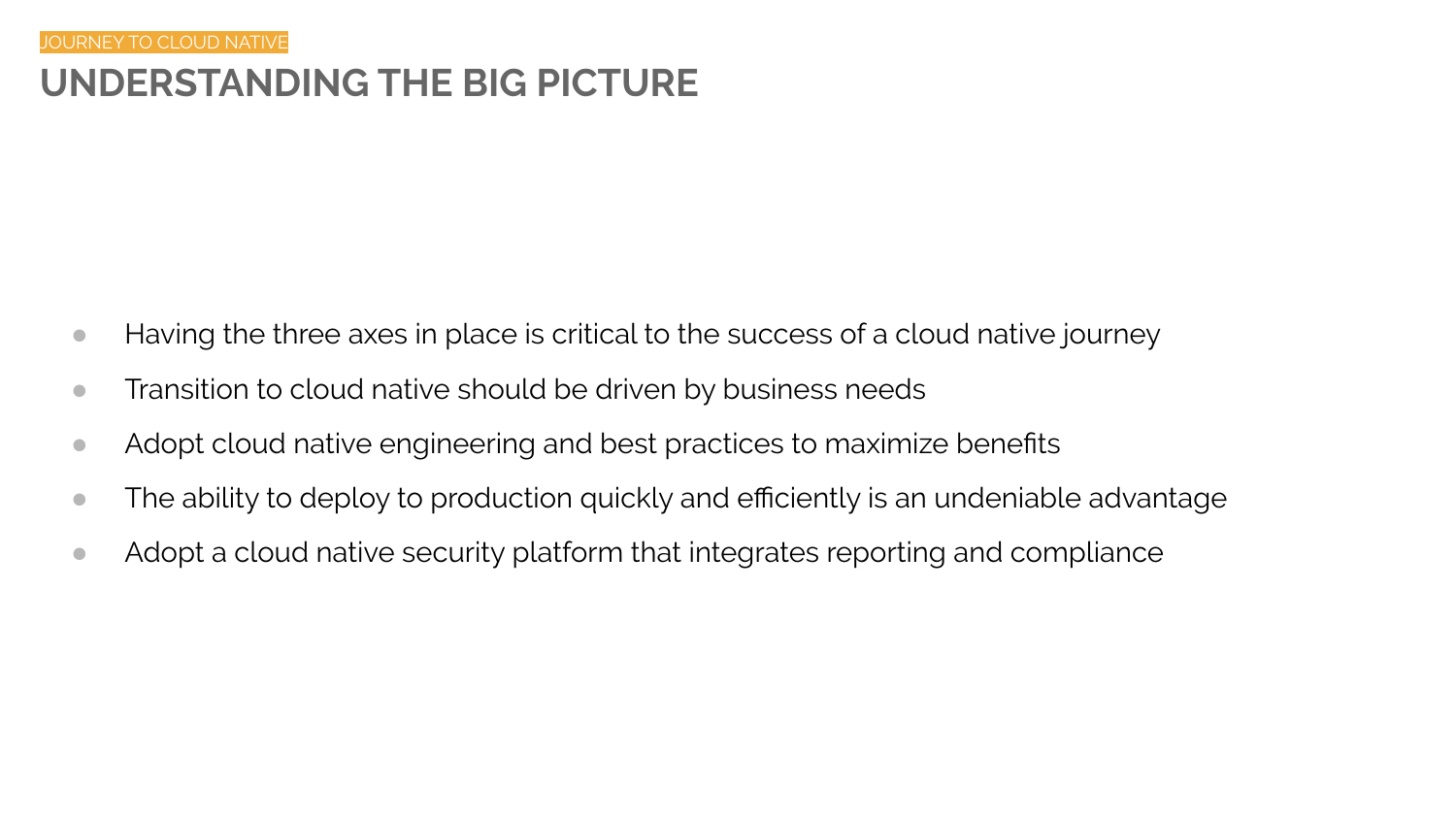JOURNEY TO CLOUD NATIVE

# UNDERSTANDING THE BIG PICTURE

- Having the three axes in place is critical to the success of a cloud native journey
- Transition to cloud native should be driven by business needs
- Adopt cloud native engineering and best practices to maximize benefits
- The ability to deploy to production quickly and efficiently is an undeniable advantage
- Adopt a cloud native security platform that integrates reporting and compliance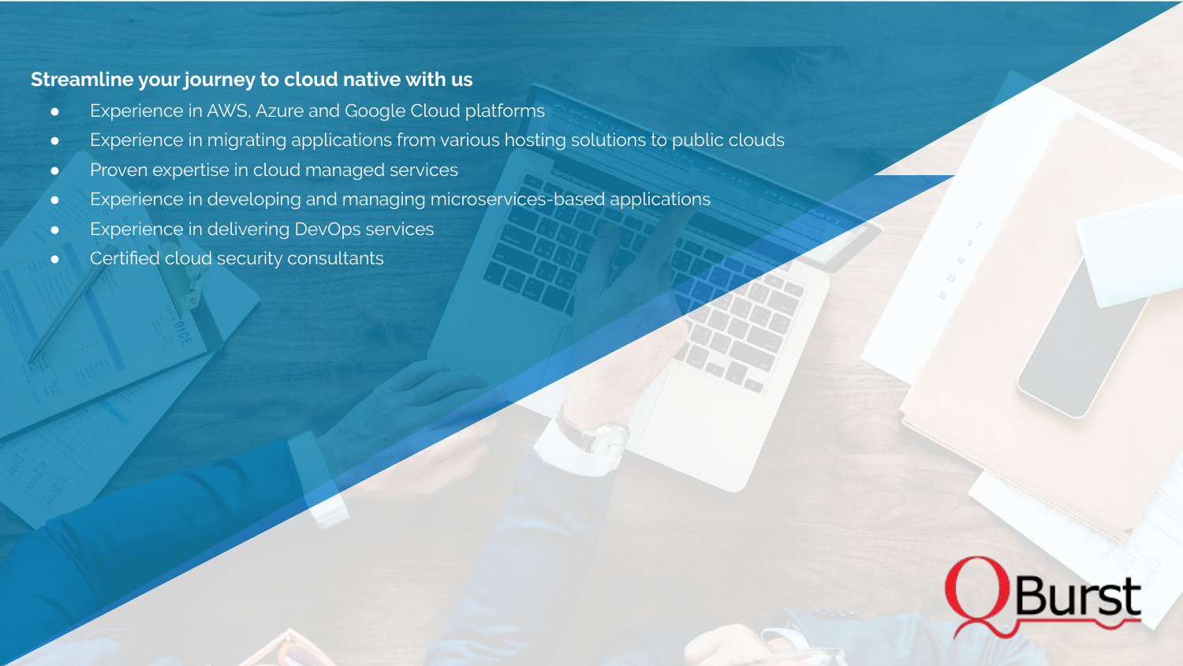## Streamline your journey to cloud native with us

- Experience in AWS, Azure and Google Cloud platforms
- Experience in migrating applications from various hosting solutions to public clouds
- Proven expertise in cloud managed services
- Experience in developing and managing microservices-based applications
- Experience in delivering DevOps services
- Certified cloud security consultants

QBurst